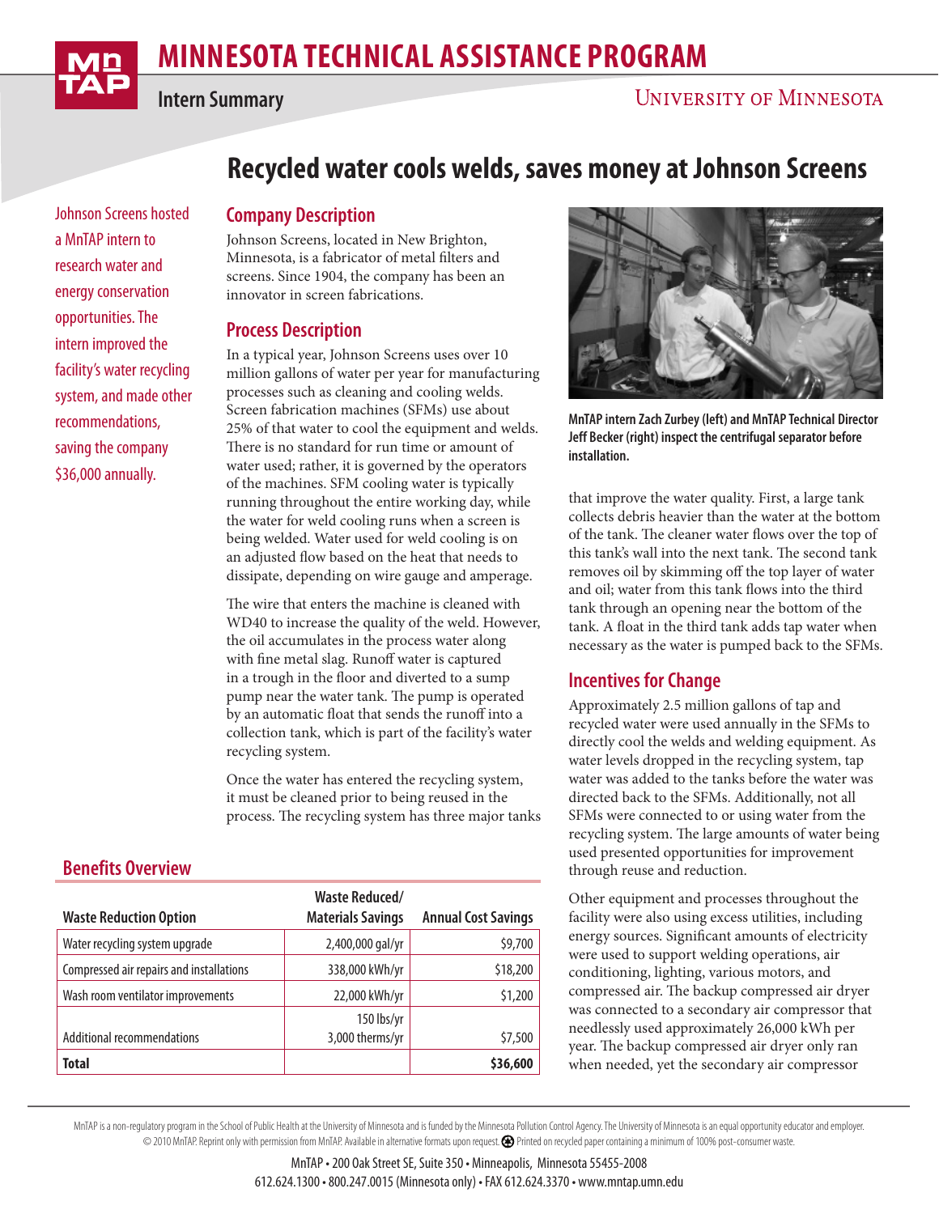# MINNESOTA TECHNICAL ASSISTANCE PROGRAM

Intern Summary

UNIVERSITY OF MINNESOTA

# Recycled water cools welds, saves money at Johnson Screens

Johnson Screens hosted a MnTAP intern to research water and energy conservation opportunities. The intern improved the facility's water recycling system, and made other recommendations, saving the company $36,000 annually.

## Company Description

Johnson Screens, located in New Brighton, Minnesota, is a fabricator of metal filters and screens. Since 1904, the company has been an innovator in screen fabrications.

## Process Description

In a typical year, Johnson Screens uses over 10 million gallons of water per year for manufacturing processes such as cleaning and cooling welds. Screen fabrication machines (SFMs) use about 25% of that water to cool the equipment and welds. There is no standard for run time or amount of water used; rather, it is governed by the operators of the machines. SFM cooling water is typically running throughout the entire working day, while the water for weld cooling runs when a screen is being welded. Water used for weld cooling is on an adjusted flow based on the heat that needs to dissipate, depending on wire gauge and amperage.

The wire that enters the machine is cleaned with WD40 to increase the quality of the weld. However, the oil accumulates in the process water along with fine metal slag. Runoff water is captured in a trough in the floor and diverted to a sump pump near the water tank. The pump is operated by an automatic float that sends the runoff into a collection tank, which is part of the facility's water recycling system.

Once the water has entered the recycling system, it must be cleaned prior to being reused in the process. The recycling system has three major tanks that improve the water quality. First, a large tank collects debris heavier than the water at the bottom of the tank. The cleaner water flows over the top of this tank's wall into the next tank. The second tank removes oil by skimming off the top layer of water and oil; water from this tank flows into the third tank through an opening near the bottom of the tank. A float in the third tank adds tap water when necessary as the water is pumped back to the SFMs.

**MnTAP intern Zach Zurbey (left) and MnTAP Technical Director Jeff Becker (right) inspect the centrifugal separator before installation.**

## Incentives for Change

Approximately 2.5 million gallons of tap and recycled water were used annually in the SFMs to directly cool the welds and welding equipment. As water levels dropped in the recycling system, tap water was added to the tanks before the water was directed back to the SFMs. Additionally, not all SFMs were connected to or using water from the recycling system. The large amounts of water being used presented opportunities for improvement through reuse and reduction.

Other equipment and processes throughout the facility were also using excess utilities, including energy sources. Significant amounts of electricity were used to support welding operations, air conditioning, lighting, various motors, and compressed air. The backup compressed air dryer was connected to a secondary air compressor that needlessly used approximately 26,000 kWh per year. The backup compressed air dryer only ran when needed, yet the secondary air compressor

## Benefits Overview

| Waste Reduction Option | Waste Reduced/ Materials Savings | Annual Cost Savings |
|---|---|---|
| Water recycling system upgrade | 2,400,000 gal/yr | $9,700 |
| Compressed air repairs and installations | 338,000 kWh/yr | $18,200 |
| Wash room ventilator improvements | 22,000 kWh/yr | $1,200 |
| Additional recommendations | 150 lbs/yr<br>3,000 therms/yr | $7,500 |
| **Total** | | **$36,600** |

MnTAP is a non-regulatory program in the School of Public Health at the University of Minnesota and is funded by the Minnesota Pollution Control Agency. The University of Minnesota is an equal opportunity educator and employer. © 2010 MnTAP. Reprint only with permission from MnTAP. Available in alternative formats upon request. Printed on recycled paper containing a minimum of 100% post-consumer waste.

MnTAP • 200 Oak Street SE, Suite 350 • Minneapolis, Minnesota 55455-2008
612.624.1300 • 800.247.0015 (Minnesota only) • FAX 612.624.3370 • www.mntap.umn.edu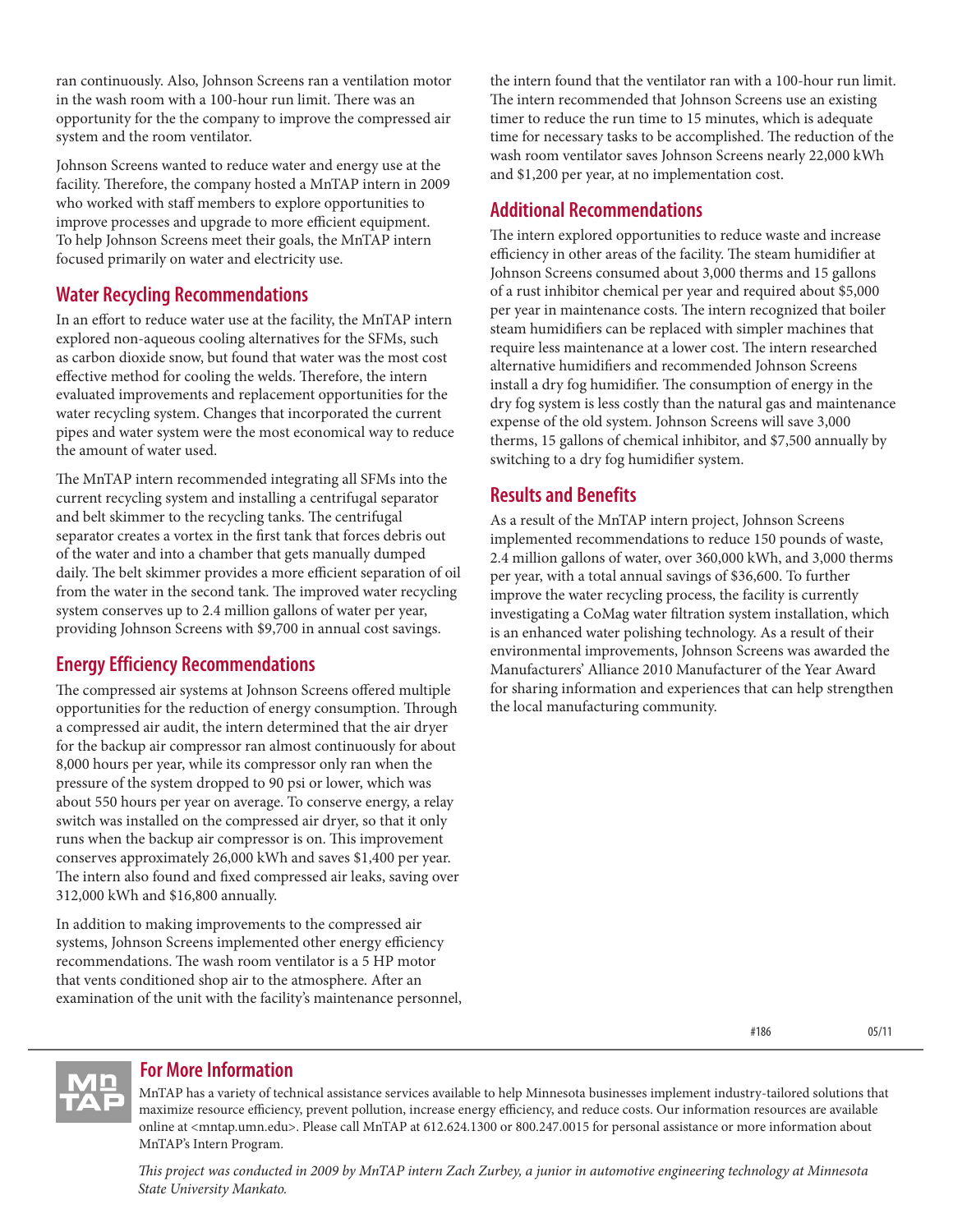ran continuously. Also, Johnson Screens ran a ventilation motor in the wash room with a 100-hour run limit. There was an opportunity for the the company to improve the compressed air system and the room ventilator.

Johnson Screens wanted to reduce water and energy use at the facility. Therefore, the company hosted a MnTAP intern in 2009 who worked with staff members to explore opportunities to improve processes and upgrade to more efficient equipment. To help Johnson Screens meet their goals, the MnTAP intern focused primarily on water and electricity use.

## Water Recycling Recommendations

In an effort to reduce water use at the facility, the MnTAP intern explored non-aqueous cooling alternatives for the SFMs, such as carbon dioxide snow, but found that water was the most cost effective method for cooling the welds. Therefore, the intern evaluated improvements and replacement opportunities for the water recycling system. Changes that incorporated the current pipes and water system were the most economical way to reduce the amount of water used.

The MnTAP intern recommended integrating all SFMs into the current recycling system and installing a centrifugal separator and belt skimmer to the recycling tanks. The centrifugal separator creates a vortex in the first tank that forces debris out of the water and into a chamber that gets manually dumped daily. The belt skimmer provides a more efficient separation of oil from the water in the second tank. The improved water recycling system conserves up to 2.4 million gallons of water per year, providing Johnson Screens with $9,700 in annual cost savings.

## Energy Efficiency Recommendations

The compressed air systems at Johnson Screens offered multiple opportunities for the reduction of energy consumption. Through a compressed air audit, the intern determined that the air dryer for the backup air compressor ran almost continuously for about 8,000 hours per year, while its compressor only ran when the pressure of the system dropped to 90 psi or lower, which was about 550 hours per year on average. To conserve energy, a relay switch was installed on the compressed air dryer, so that it only runs when the backup air compressor is on. This improvement conserves approximately 26,000 kWh and saves $1,400 per year. The intern also found and fixed compressed air leaks, saving over 312,000 kWh and $16,800 annually.

In addition to making improvements to the compressed air systems, Johnson Screens implemented other energy efficiency recommendations. The wash room ventilator is a 5 HP motor that vents conditioned shop air to the atmosphere. After an examination of the unit with the facility's maintenance personnel, the intern found that the ventilator ran with a 100-hour run limit. The intern recommended that Johnson Screens use an existing timer to reduce the run time to 15 minutes, which is adequate time for necessary tasks to be accomplished. The reduction of the wash room ventilator saves Johnson Screens nearly 22,000 kWh and $1,200 per year, at no implementation cost.

## Additional Recommendations

The intern explored opportunities to reduce waste and increase efficiency in other areas of the facility. The steam humidifier at Johnson Screens consumed about 3,000 therms and 15 gallons of a rust inhibitor chemical per year and required about $5,000 per year in maintenance costs. The intern recognized that boiler steam humidifiers can be replaced with simpler machines that require less maintenance at a lower cost. The intern researched alternative humidifiers and recommended Johnson Screens install a dry fog humidifier. The consumption of energy in the dry fog system is less costly than the natural gas and maintenance expense of the old system. Johnson Screens will save 3,000 therms, 15 gallons of chemical inhibitor, and $7,500 annually by switching to a dry fog humidifier system.

## Results and Benefits

As a result of the MnTAP intern project, Johnson Screens implemented recommendations to reduce 150 pounds of waste, 2.4 million gallons of water, over 360,000 kWh, and 3,000 therms per year, with a total annual savings of $36,600. To further improve the water recycling process, the facility is currently investigating a CoMag water filtration system installation, which is an enhanced water polishing technology. As a result of their environmental improvements, Johnson Screens was awarded the Manufacturers' Alliance 2010 Manufacturer of the Year Award for sharing information and experiences that can help strengthen the local manufacturing community.

#186 05/11

## For More Information

MnTAP has a variety of technical assistance services available to help Minnesota businesses implement industry-tailored solutions that maximize resource efficiency, prevent pollution, increase energy efficiency, and reduce costs. Our information resources are available online at <mntap.umn.edu>. Please call MnTAP at 612.624.1300 or 800.247.0015 for personal assistance or more information about MnTAP's Intern Program.

*This project was conducted in 2009 by MnTAP intern Zach Zurbey, a junior in automotive engineering technology at Minnesota State University Mankato.*